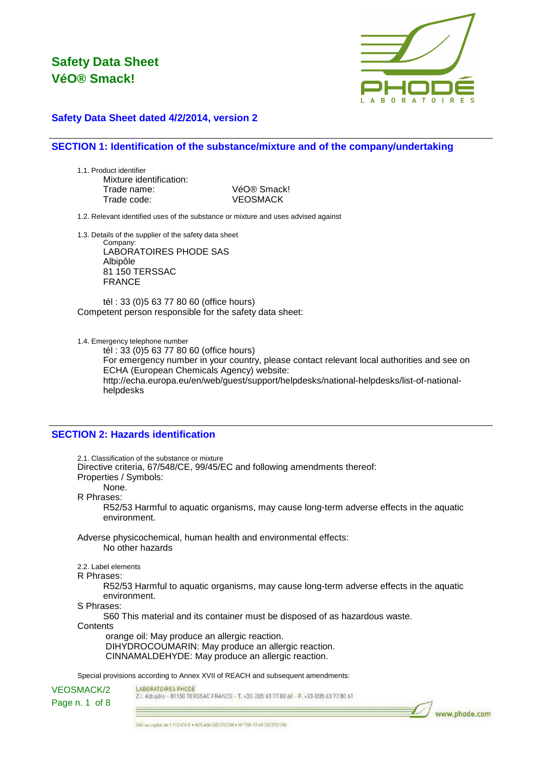# Safety Data Sheet
# VéO® Smack!

### Safety Data Sheet dated 4/2/2014, version 2

## SECTION 1: Identification of the substance/mixture and of the company/undertaking

1.1. Product identifier

Mixture identification:

| | |
|---|---|
| Trade name: | VéO® Smack! |
| Trade code: | VEOSMACK |

1.2. Relevant identified uses of the substance or mixture and uses advised against

1.3. Details of the supplier of the safety data sheet

Company:

LABORATOIRES PHODE SAS
Albipôle
81 150 TERSSAC
FRANCE

tél : 33 (0)5 63 77 80 60 (office hours)

Competent person responsible for the safety data sheet:

1.4. Emergency telephone number

tél : 33 (0)5 63 77 80 60 (office hours)

For emergency number in your country, please contact relevant local authorities and see on ECHA (European Chemicals Agency) website:
http://echa.europa.eu/en/web/guest/support/helpdesks/national-helpdesks/list-of-national-helpdesks

## SECTION 2: Hazards identification

2.1. Classification of the substance or mixture

Directive criteria, 67/548/CE, 99/45/EC and following amendments thereof:

Properties / Symbols:

None.

R Phrases:

R52/53 Harmful to aquatic organisms, may cause long-term adverse effects in the aquatic environment.

Adverse physicochemical, human health and environmental effects:

No other hazards

2.2. Label elements

R Phrases:

R52/53 Harmful to aquatic organisms, may cause long-term adverse effects in the aquatic environment.

S Phrases:

S60 This material and its container must be disposed of as hazardous waste.

Contents

orange oil: May produce an allergic reaction.
DIHYDROCOUMARIN: May produce an allergic reaction.
CINNAMALDEHYDE: May produce an allergic reaction.

Special provisions according to Annex XVII of REACH and subsequent amendments: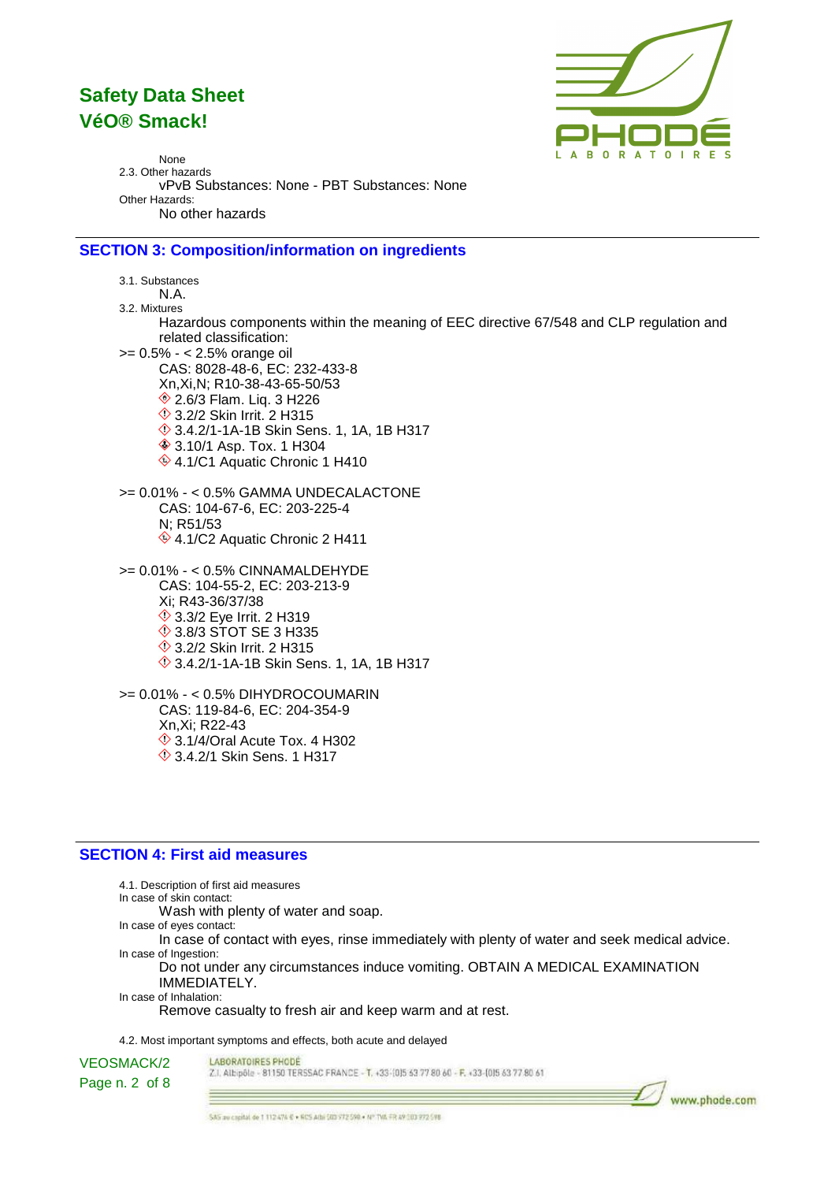None

2.3. Other hazards

vPvB Substances: None - PBT Substances: None

Other Hazards:

No other hazards

## SECTION 3: Composition/information on ingredients

3.1. Substances

N.A.

3.2. Mixtures

Hazardous components within the meaning of EEC directive 67/548 and CLP regulation and related classification:

>= 0.5% - < 2.5% orange oil

CAS: 8028-48-6, EC: 232-433-8

Xn,Xi,N; R10-38-43-65-50/53

- 2.6/3 Flam. Liq. 3 H226
- 3.2/2 Skin Irrit. 2 H315
- 3.4.2/1-1A-1B Skin Sens. 1, 1A, 1B H317
- 3.10/1 Asp. Tox. 1 H304
- 4.1/C1 Aquatic Chronic 1 H410

>= 0.01% - < 0.5% GAMMA UNDECALACTONE

CAS: 104-67-6, EC: 203-225-4

N; R51/53

- 4.1/C2 Aquatic Chronic 2 H411

>= 0.01% - < 0.5% CINNAMALDEHYDE

CAS: 104-55-2, EC: 203-213-9

Xi; R43-36/37/38

- 3.3/2 Eye Irrit. 2 H319
- 3.8/3 STOT SE 3 H335
- 3.2/2 Skin Irrit. 2 H315
- 3.4.2/1-1A-1B Skin Sens. 1, 1A, 1B H317

>= 0.01% - < 0.5% DIHYDROCOUMARIN

CAS: 119-84-6, EC: 204-354-9

Xn,Xi; R22-43

- 3.1/4/Oral Acute Tox. 4 H302
- 3.4.2/1 Skin Sens. 1 H317

## SECTION 4: First aid measures

4.1. Description of first aid measures

In case of skin contact:

Wash with plenty of water and soap.

In case of eyes contact:

In case of contact with eyes, rinse immediately with plenty of water and seek medical advice.

In case of Ingestion:

Do not under any circumstances induce vomiting. OBTAIN A MEDICAL EXAMINATION IMMEDIATELY.

In case of Inhalation:

Remove casualty to fresh air and keep warm and at rest.

4.2. Most important symptoms and effects, both acute and delayed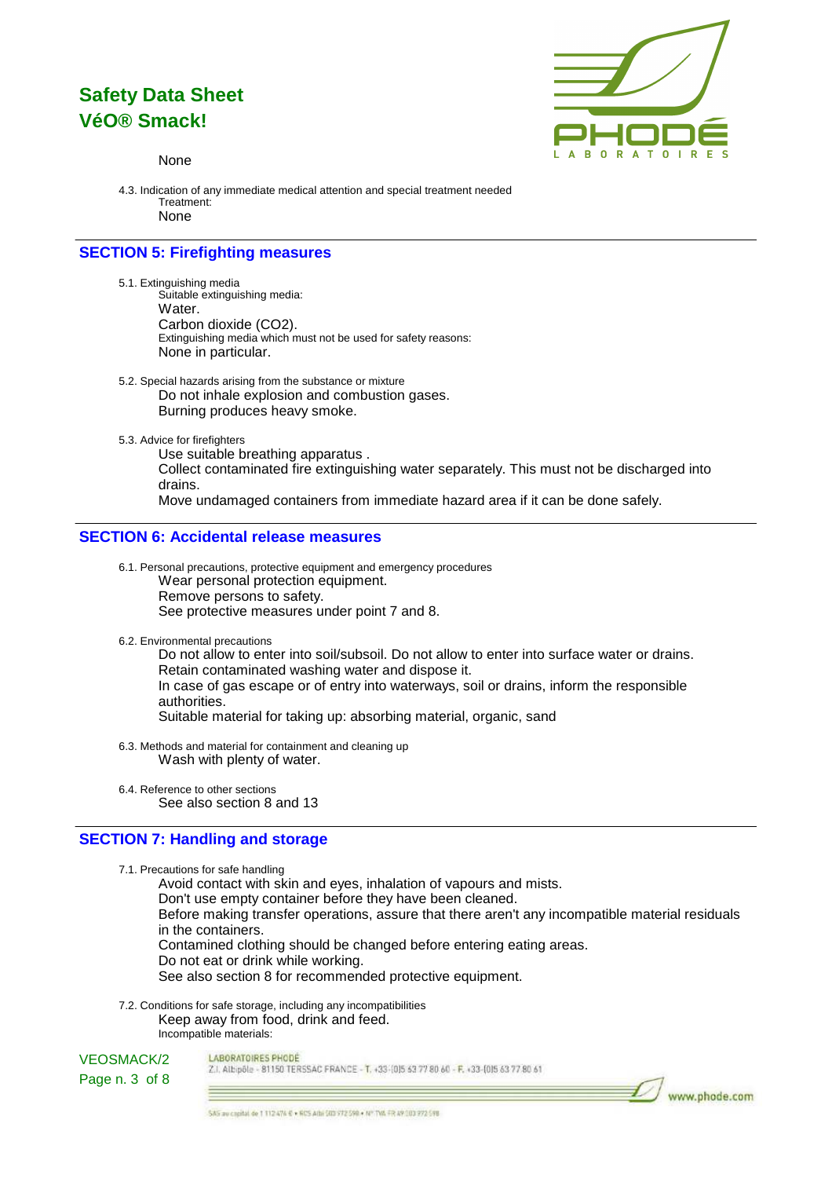None

4.3. Indication of any immediate medical attention and special treatment needed

Treatment:

None

## SECTION 5: Firefighting measures

5.1. Extinguishing media

Suitable extinguishing media:

Water.

Carbon dioxide ($CO_2$).

Extinguishing media which must not be used for safety reasons:

None in particular.

5.2. Special hazards arising from the substance or mixture

Do not inhale explosion and combustion gases.

Burning produces heavy smoke.

5.3. Advice for firefighters

Use suitable breathing apparatus .

Collect contaminated fire extinguishing water separately. This must not be discharged into drains.

Move undamaged containers from immediate hazard area if it can be done safely.

## SECTION 6: Accidental release measures

6.1. Personal precautions, protective equipment and emergency procedures

Wear personal protection equipment.

Remove persons to safety.

See protective measures under point 7 and 8.

6.2. Environmental precautions

Do not allow to enter into soil/subsoil. Do not allow to enter into surface water or drains.

Retain contaminated washing water and dispose it.

In case of gas escape or of entry into waterways, soil or drains, inform the responsible authorities.

Suitable material for taking up: absorbing material, organic, sand

6.3. Methods and material for containment and cleaning up

Wash with plenty of water.

6.4. Reference to other sections

See also section 8 and 13

## SECTION 7: Handling and storage

7.1. Precautions for safe handling

Avoid contact with skin and eyes, inhalation of vapours and mists.

Don't use empty container before they have been cleaned.

Before making transfer operations, assure that there aren't any incompatible material residuals in the containers.

Contamined clothing should be changed before entering eating areas.

Do not eat or drink while working.

See also section 8 for recommended protective equipment.

7.2. Conditions for safe storage, including any incompatibilities

Keep away from food, drink and feed.

Incompatible materials: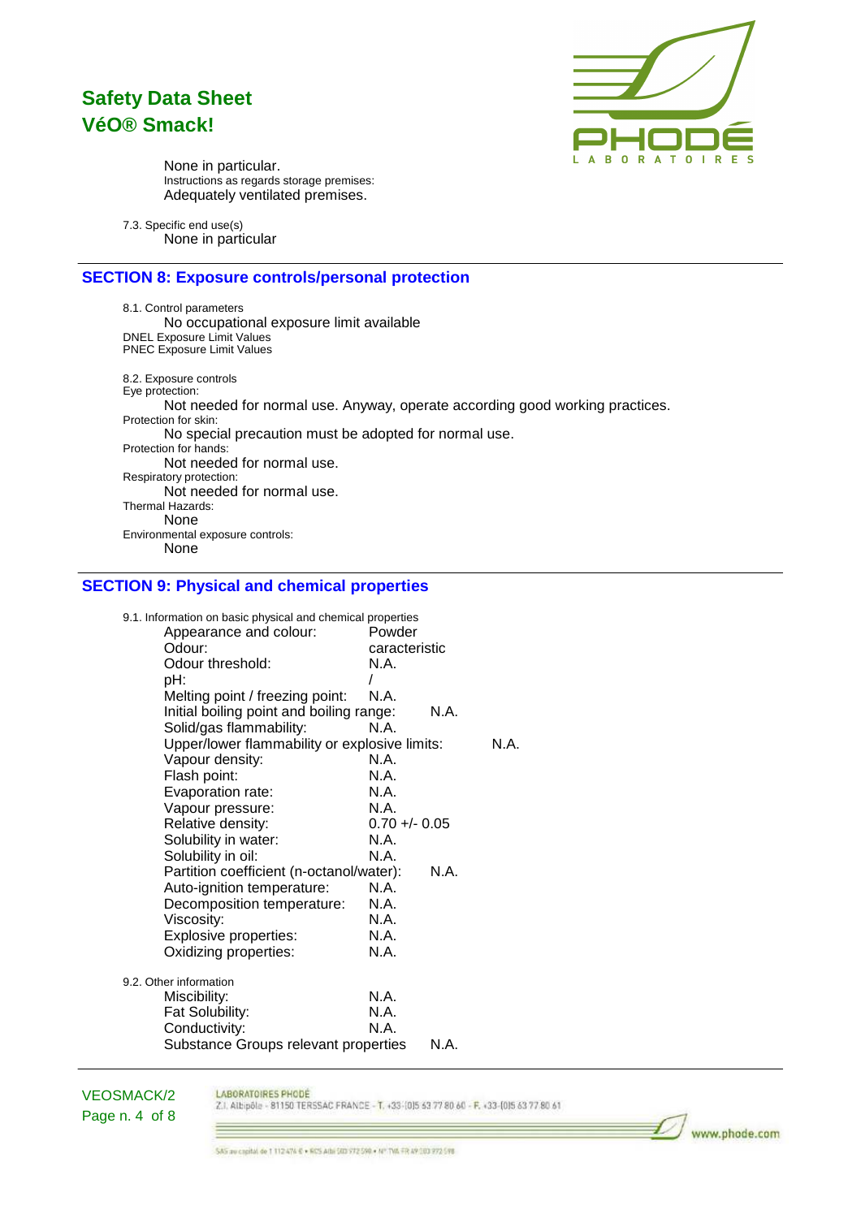None in particular.

Instructions as regards storage premises:

Adequately ventilated premises.

7.3. Specific end use(s)

None in particular

## SECTION 8: Exposure controls/personal protection

8.1. Control parameters

No occupational exposure limit available

DNEL Exposure Limit Values

PNEC Exposure Limit Values

8.2. Exposure controls

Eye protection:

Not needed for normal use. Anyway, operate according good working practices.

Protection for skin:

No special precaution must be adopted for normal use.

Protection for hands:

Not needed for normal use.

Respiratory protection:

Not needed for normal use.

Thermal Hazards:

None

Environmental exposure controls:

None

## SECTION 9: Physical and chemical properties

9.1. Information on basic physical and chemical properties

| Property | Value |
|---|---|
| Appearance and colour: | Powder |
| Odour: | caracteristic |
| Odour threshold: | N.A. |
| pH: | / |
| Melting point / freezing point: | N.A. |
| Initial boiling point and boiling range: | N.A. |
| Solid/gas flammability: | N.A. |
| Upper/lower flammability or explosive limits: | N.A. |
| Vapour density: | N.A. |
| Flash point: | N.A. |
| Evaporation rate: | N.A. |
| Vapour pressure: | N.A. |
| Relative density: | 0.70 +/- 0.05 |
| Solubility in water: | N.A. |
| Solubility in oil: | N.A. |
| Partition coefficient (n-octanol/water): | N.A. |
| Auto-ignition temperature: | N.A. |
| Decomposition temperature: | N.A. |
| Viscosity: | N.A. |
| Explosive properties: | N.A. |
| Oxidizing properties: | N.A. |

9.2. Other information

| Property | Value |
|---|---|
| Miscibility: | N.A. |
| Fat Solubility: | N.A. |
| Conductivity: | N.A. |
| Substance Groups relevant properties | N.A. |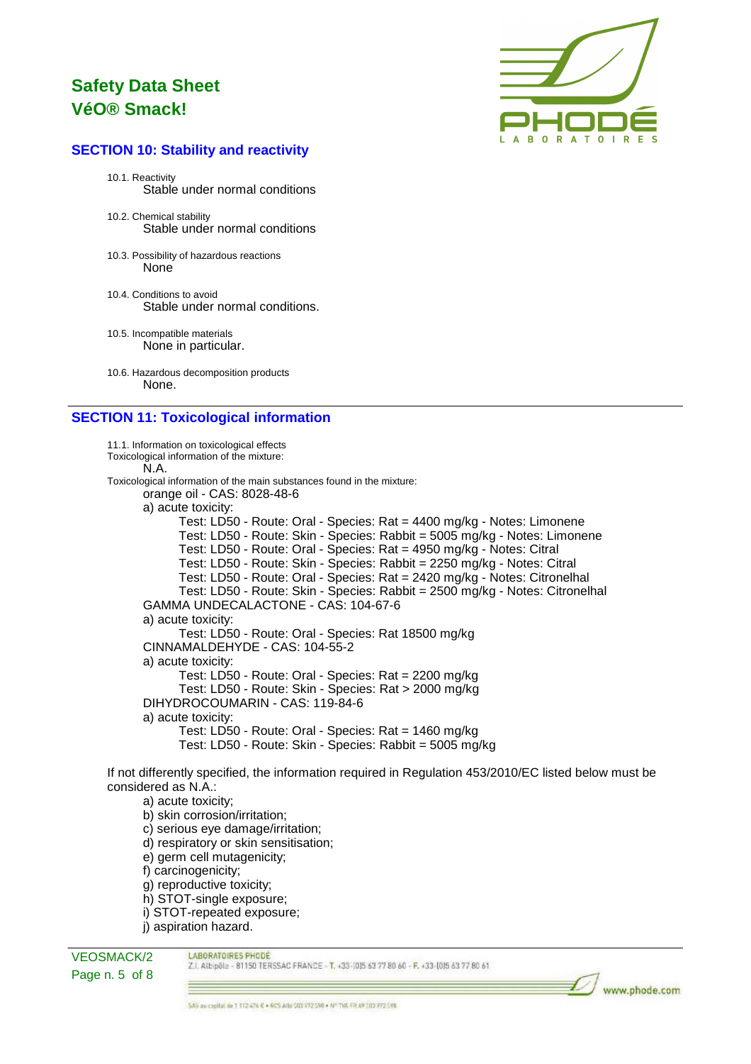## SECTION 10: Stability and reactivity

10.1. Reactivity

Stable under normal conditions

10.2. Chemical stability

Stable under normal conditions

10.3. Possibility of hazardous reactions

None

10.4. Conditions to avoid

Stable under normal conditions.

10.5. Incompatible materials

None in particular.

10.6. Hazardous decomposition products

None.

## SECTION 11: Toxicological information

11.1. Information on toxicological effects

Toxicological information of the mixture:

N.A.

Toxicological information of the main substances found in the mixture:

orange oil - CAS: 8028-48-6

a) acute toxicity:

- Test: LD50 - Route: Oral - Species: Rat = 4400 mg/kg - Notes: Limonene
- Test: LD50 - Route: Skin - Species: Rabbit = 5005 mg/kg - Notes: Limonene
- Test: LD50 - Route: Oral - Species: Rat = 4950 mg/kg - Notes: Citral
- Test: LD50 - Route: Skin - Species: Rabbit = 2250 mg/kg - Notes: Citral
- Test: LD50 - Route: Oral - Species: Rat = 2420 mg/kg - Notes: Citronelhal
- Test: LD50 - Route: Skin - Species: Rabbit = 2500 mg/kg - Notes: Citronelhal

GAMMA UNDECALACTONE - CAS: 104-67-6

a) acute toxicity:

- Test: LD50 - Route: Oral - Species: Rat 18500 mg/kg

CINNAMALDEHYDE - CAS: 104-55-2

a) acute toxicity:

- Test: LD50 - Route: Oral - Species: Rat = 2200 mg/kg
- Test: LD50 - Route: Skin - Species: Rat > 2000 mg/kg

DIHYDROCOUMARIN - CAS: 119-84-6

a) acute toxicity:

- Test: LD50 - Route: Oral - Species: Rat = 1460 mg/kg
- Test: LD50 - Route: Skin - Species: Rabbit = 5005 mg/kg

If not differently specified, the information required in Regulation 453/2010/EC listed below must be considered as N.A.:

a) acute toxicity;
b) skin corrosion/irritation;
c) serious eye damage/irritation;
d) respiratory or skin sensitisation;
e) germ cell mutagenicity;
f) carcinogenicity;
g) reproductive toxicity;
h) STOT-single exposure;
i) STOT-repeated exposure;
j) aspiration hazard.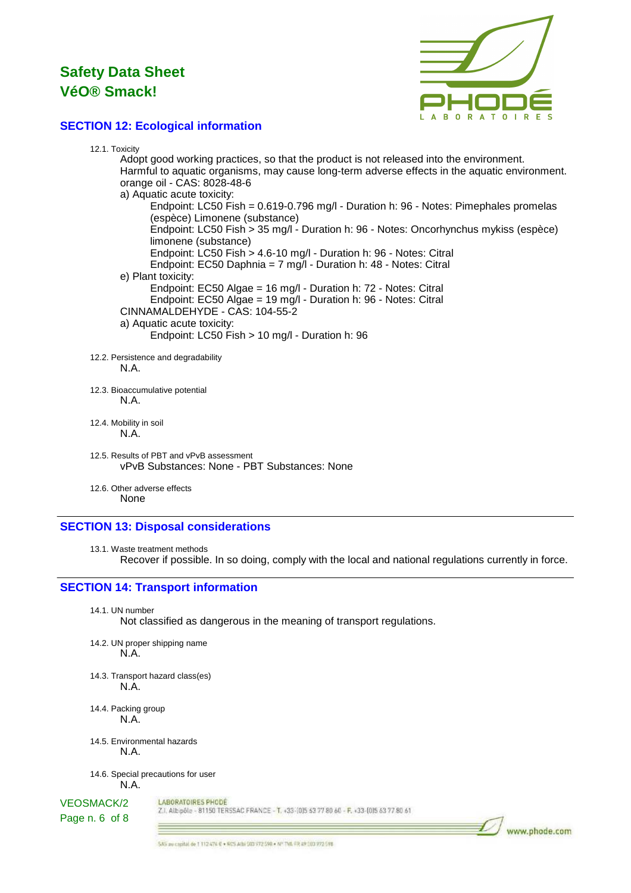## SECTION 12: Ecological information

12.1. Toxicity

Adopt good working practices, so that the product is not released into the environment.
Harmful to aquatic organisms, may cause long-term adverse effects in the aquatic environment.
orange oil - CAS: 8028-48-6

a) Aquatic acute toxicity:

Endpoint: LC50 Fish = 0.619-0.796 mg/l - Duration h: 96 - Notes: Pimephales promelas (espèce) Limonene (substance)
Endpoint: LC50 Fish > 35 mg/l - Duration h: 96 - Notes: Oncorhynchus mykiss (espèce) limonene (substance)
Endpoint: LC50 Fish > 4.6-10 mg/l - Duration h: 96 - Notes: Citral
Endpoint: EC50 Daphnia = 7 mg/l - Duration h: 48 - Notes: Citral

e) Plant toxicity:

Endpoint: EC50 Algae = 16 mg/l - Duration h: 72 - Notes: Citral
Endpoint: EC50 Algae = 19 mg/l - Duration h: 96 - Notes: Citral

CINNAMALDEHYDE - CAS: 104-55-2

a) Aquatic acute toxicity:

Endpoint: LC50 Fish > 10 mg/l - Duration h: 96

12.2. Persistence and degradability

N.A.

12.3. Bioaccumulative potential

N.A.

12.4. Mobility in soil

N.A.

12.5. Results of PBT and vPvB assessment

vPvB Substances: None - PBT Substances: None

12.6. Other adverse effects

None

## SECTION 13: Disposal considerations

13.1. Waste treatment methods

Recover if possible. In so doing, comply with the local and national regulations currently in force.

## SECTION 14: Transport information

14.1. UN number

Not classified as dangerous in the meaning of transport regulations.

14.2. UN proper shipping name

N.A.

14.3. Transport hazard class(es)

N.A.

14.4. Packing group

N.A.

14.5. Environmental hazards

N.A.

14.6. Special precautions for user

N.A.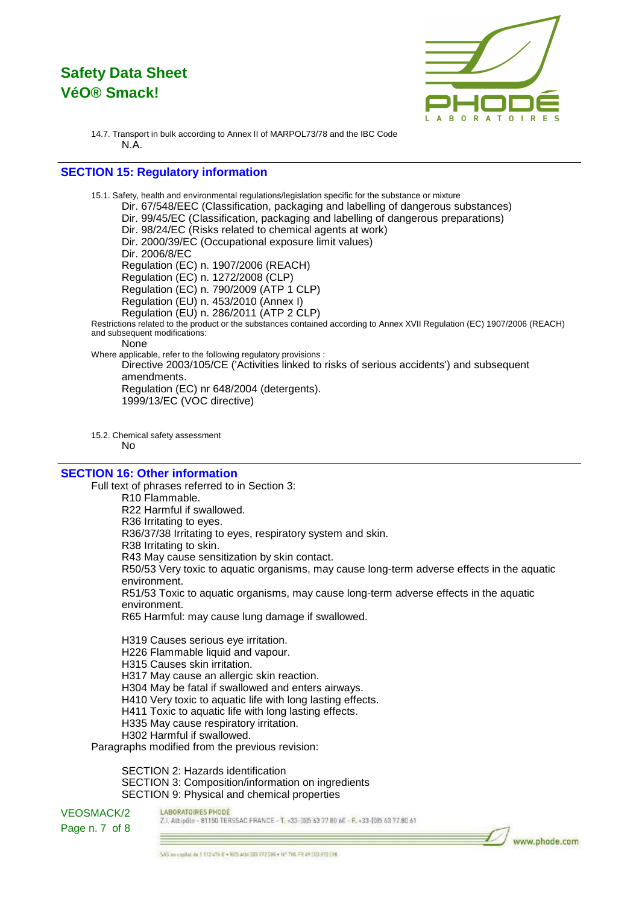14.7. Transport in bulk according to Annex II of MARPOL73/78 and the IBC Code

N.A.

## SECTION 15: Regulatory information

15.1. Safety, health and environmental regulations/legislation specific for the substance or mixture

Dir. 67/548/EEC (Classification, packaging and labelling of dangerous substances)
Dir. 99/45/EC (Classification, packaging and labelling of dangerous preparations)
Dir. 98/24/EC (Risks related to chemical agents at work)
Dir. 2000/39/EC (Occupational exposure limit values)
Dir. 2006/8/EC
Regulation (EC) n. 1907/2006 (REACH)
Regulation (EC) n. 1272/2008 (CLP)
Regulation (EC) n. 790/2009 (ATP 1 CLP)
Regulation (EU) n. 453/2010 (Annex I)
Regulation (EU) n. 286/2011 (ATP 2 CLP)

Restrictions related to the product or the substances contained according to Annex XVII Regulation (EC) 1907/2006 (REACH) and subsequent modifications:

None

Where applicable, refer to the following regulatory provisions :

Directive 2003/105/CE ('Activities linked to risks of serious accidents') and subsequent amendments.
Regulation (EC) nr 648/2004 (detergents).
1999/13/EC (VOC directive)

15.2. Chemical safety assessment

No

## SECTION 16: Other information

Full text of phrases referred to in Section 3:

R10 Flammable.
R22 Harmful if swallowed.
R36 Irritating to eyes.
R36/37/38 Irritating to eyes, respiratory system and skin.
R38 Irritating to skin.
R43 May cause sensitization by skin contact.
R50/53 Very toxic to aquatic organisms, may cause long-term adverse effects in the aquatic environment.
R51/53 Toxic to aquatic organisms, may cause long-term adverse effects in the aquatic environment.
R65 Harmful: may cause lung damage if swallowed.

H319 Causes serious eye irritation.
H226 Flammable liquid and vapour.
H315 Causes skin irritation.
H317 May cause an allergic skin reaction.
H304 May be fatal if swallowed and enters airways.
H410 Very toxic to aquatic life with long lasting effects.
H411 Toxic to aquatic life with long lasting effects.
H335 May cause respiratory irritation.
H302 Harmful if swallowed.

Paragraphs modified from the previous revision:

SECTION 2: Hazards identification
SECTION 3: Composition/information on ingredients
SECTION 9: Physical and chemical properties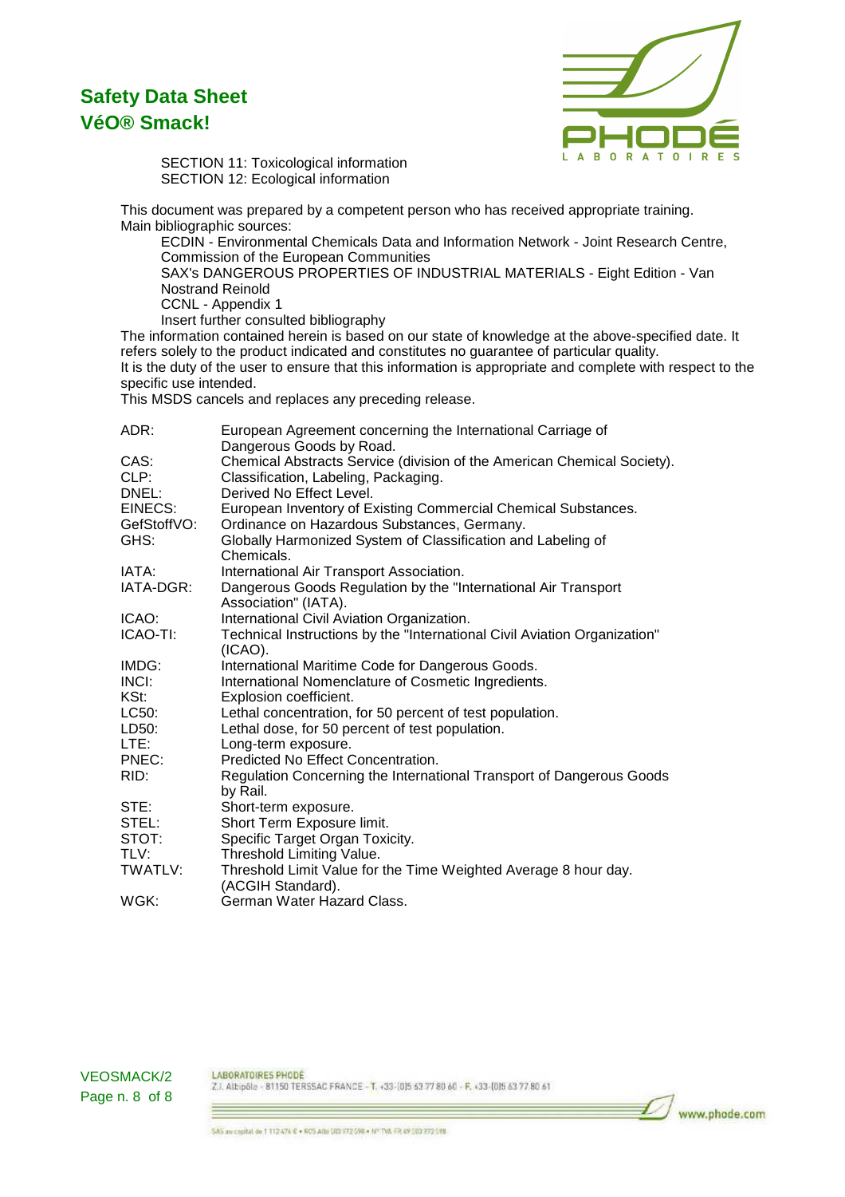SECTION 11: Toxicological information
SECTION 12: Ecological information

This document was prepared by a competent person who has received appropriate training.
Main bibliographic sources:

ECDIN - Environmental Chemicals Data and Information Network - Joint Research Centre, Commission of the European Communities
SAX's DANGEROUS PROPERTIES OF INDUSTRIAL MATERIALS - Eight Edition - Van Nostrand Reinold
CCNL - Appendix 1
Insert further consulted bibliography

The information contained herein is based on our state of knowledge at the above-specified date. It refers solely to the product indicated and constitutes no guarantee of particular quality.
It is the duty of the user to ensure that this information is appropriate and complete with respect to the specific use intended.
This MSDS cancels and replaces any preceding release.

| | |
|---|---|
| ADR: | European Agreement concerning the International Carriage of Dangerous Goods by Road. |
| CAS: | Chemical Abstracts Service (division of the American Chemical Society). |
| CLP: | Classification, Labeling, Packaging. |
| DNEL: | Derived No Effect Level. |
| EINECS: | European Inventory of Existing Commercial Chemical Substances. |
| GefStoffVO: | Ordinance on Hazardous Substances, Germany. |
| GHS: | Globally Harmonized System of Classification and Labeling of Chemicals. |
| IATA: | International Air Transport Association. |
| IATA-DGR: | Dangerous Goods Regulation by the "International Air Transport Association" (IATA). |
| ICAO: | International Civil Aviation Organization. |
| ICAO-TI: | Technical Instructions by the "International Civil Aviation Organization" (ICAO). |
| IMDG: | International Maritime Code for Dangerous Goods. |
| INCI: | International Nomenclature of Cosmetic Ingredients. |
| KSt: | Explosion coefficient. |
| LC50: | Lethal concentration, for 50 percent of test population. |
| LD50: | Lethal dose, for 50 percent of test population. |
| LTE: | Long-term exposure. |
| PNEC: | Predicted No Effect Concentration. |
| RID: | Regulation Concerning the International Transport of Dangerous Goods by Rail. |
| STE: | Short-term exposure. |
| STEL: | Short Term Exposure limit. |
| STOT: | Specific Target Organ Toxicity. |
| TLV: | Threshold Limiting Value. |
| TWATLV: | Threshold Limit Value for the Time Weighted Average 8 hour day. (ACGIH Standard). |
| WGK: | German Water Hazard Class. |